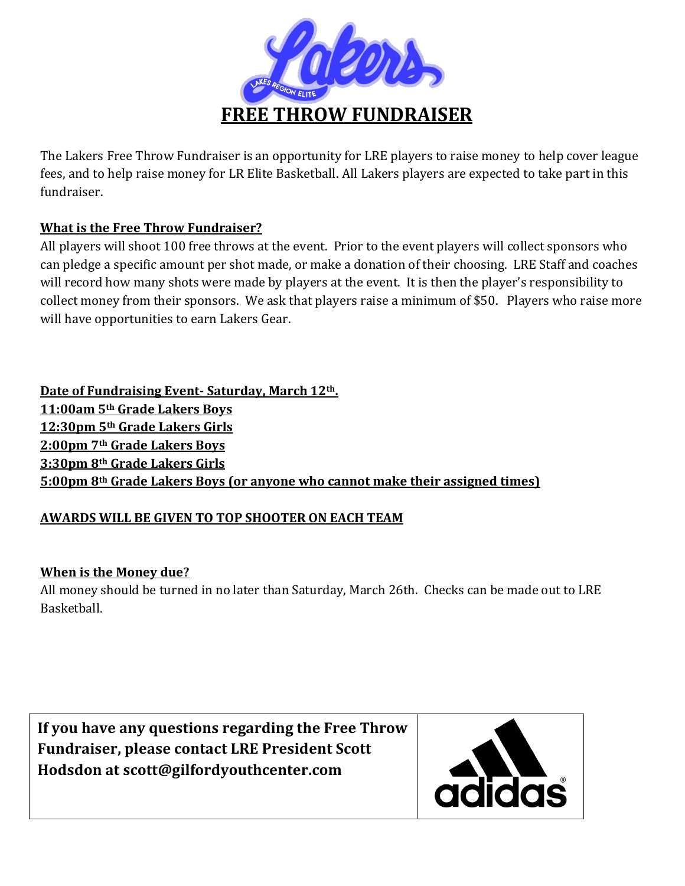# FREE THROW FUNDRAISER

The Lakers Free Throw Fundraiser is an opportunity for LRE players to raise money to help cover league fees, and to help raise money for LR Elite Basketball. All Lakers players are expected to take part in this fundraiser.

**What is the Free Throw Fundraiser?**

All players will shoot 100 free throws at the event. Prior to the event players will collect sponsors who can pledge a specific amount per shot made, or make a donation of their choosing. LRE Staff and coaches will record how many shots were made by players at the event. It is then the player's responsibility to collect money from their sponsors. We ask that players raise a minimum of $50. Players who raise more will have opportunities to earn Lakers Gear.

**Date of Fundraising Event- Saturday, March 12th.**

**11:00am 5th Grade Lakers Boys**

**12:30pm 5th Grade Lakers Girls**

**2:00pm 7th Grade Lakers Boys**

**3:30pm 8th Grade Lakers Girls**

**5:00pm 8th Grade Lakers Boys (or anyone who cannot make their assigned times)**

**AWARDS WILL BE GIVEN TO TOP SHOOTER ON EACH TEAM**

**When is the Money due?**

All money should be turned in no later than Saturday, March 26th. Checks can be made out to LRE Basketball.

**If you have any questions regarding the Free Throw Fundraiser, please contact LRE President Scott Hodsdon at scott@gilfordyouthcenter.com**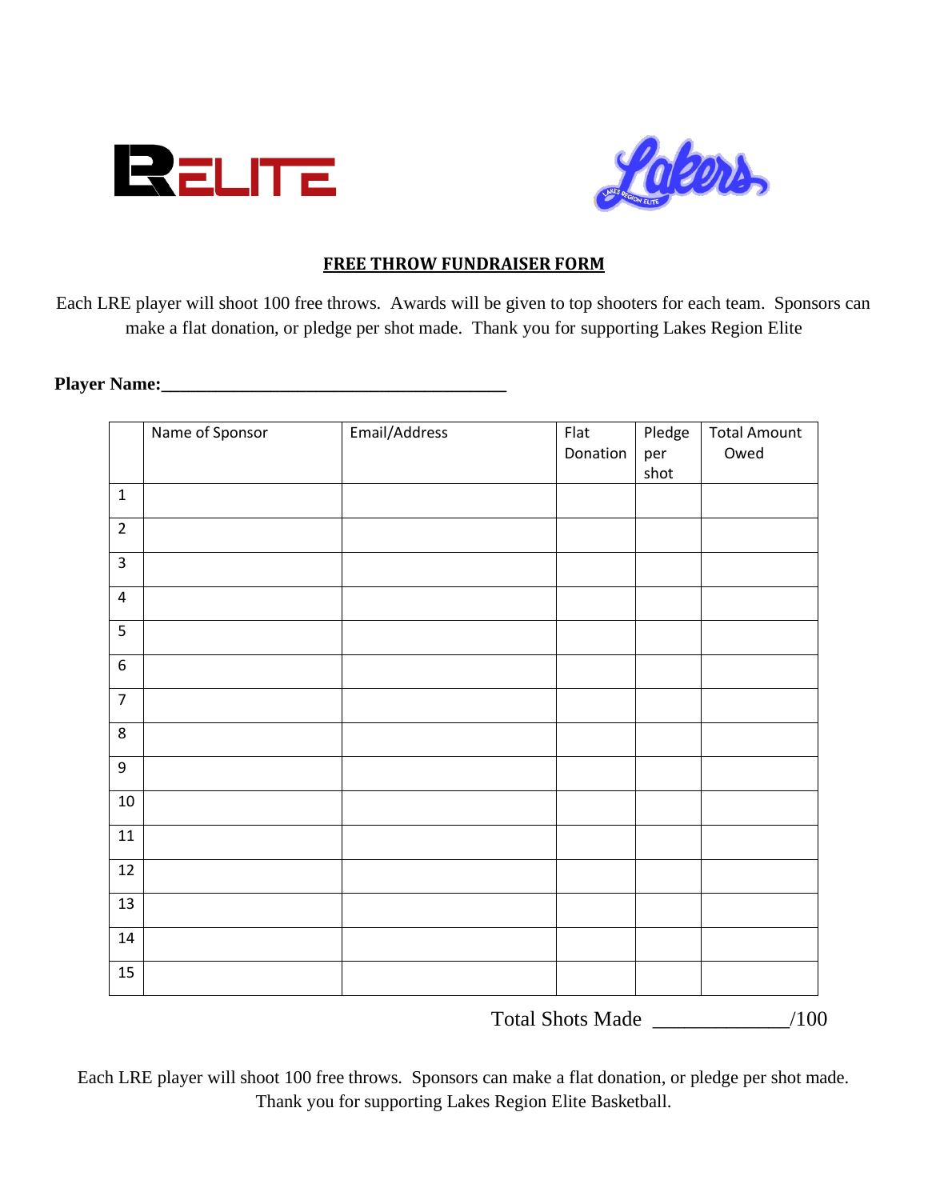## FREE THROW FUNDRAISER FORM

Each LRE player will shoot 100 free throws. Awards will be given to top shooters for each team. Sponsors can make a flat donation, or pledge per shot made. Thank you for supporting Lakes Region Elite

**Player Name:_______________________________________**

| | Name of Sponsor | Email/Address | Flat Donation | Pledge per shot | Total Amount Owed |
|---|---|---|---|---|---|
| 1 | | | | | |
| 2 | | | | | |
| 3 | | | | | |
| 4 | | | | | |
| 5 | | | | | |
| 6 | | | | | |
| 7 | | | | | |
| 8 | | | | | |
| 9 | | | | | |
| 10 | | | | | |
| 11 | | | | | |
| 12 | | | | | |
| 13 | | | | | |
| 14 | | | | | |
| 15 | | | | | |

Total Shots Made _____________/100

Each LRE player will shoot 100 free throws. Sponsors can make a flat donation, or pledge per shot made. Thank you for supporting Lakes Region Elite Basketball.